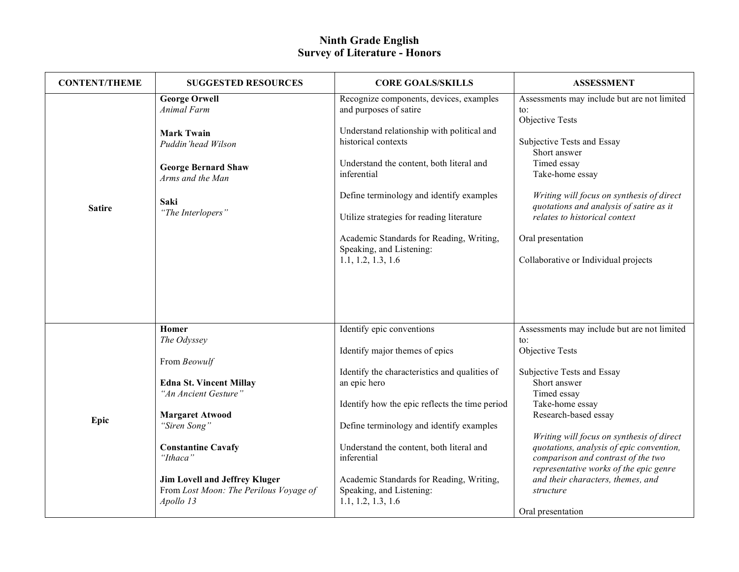# Ninth Grade English
## Survey of Literature - Honors

| CONTENT/THEME | SUGGESTED RESOURCES | CORE GOALS/SKILLS | ASSESSMENT |
| --- | --- | --- | --- |
| **Satire** | **George Orwell**<br>*Animal Farm*<br><br>**Mark Twain**<br>*Puddin'head Wilson*<br><br>**George Bernard Shaw**<br>*Arms and the Man*<br><br>**Saki**<br>*"The Interlopers"* | Recognize components, devices, examples and purposes of satire<br><br>Understand relationship with political and historical contexts<br><br>Understand the content, both literal and inferential<br><br>Define terminology and identify examples<br><br>Utilize strategies for reading literature<br><br>Academic Standards for Reading, Writing, Speaking, and Listening:<br>1.1, 1.2, 1.3, 1.6 | Assessments may include but are not limited to:<br>Objective Tests<br><br>Subjective Tests and Essay<br>Short answer<br>Timed essay<br>Take-home essay<br><br>*Writing will focus on synthesis of direct quotations and analysis of satire as it relates to historical context*<br><br>Oral presentation<br><br>Collaborative or Individual projects |
| **Epic** | **Homer**<br>*The Odyssey*<br><br>From *Beowulf*<br><br>**Edna St. Vincent Millay**<br>*"An Ancient Gesture"*<br><br>**Margaret Atwood**<br>*"Siren Song"*<br><br>**Constantine Cavafy**<br>*"Ithaca"*<br><br>**Jim Lovell and Jeffrey Kluger**<br>From *Lost Moon: The Perilous Voyage of Apollo 13* | Identify epic conventions<br><br>Identify major themes of epics<br><br>Identify the characteristics and qualities of an epic hero<br><br>Identify how the epic reflects the time period<br><br>Define terminology and identify examples<br><br>Understand the content, both literal and inferential<br><br>Academic Standards for Reading, Writing, Speaking, and Listening:<br>1.1, 1.2, 1.3, 1.6 | Assessments may include but are not limited to:<br>Objective Tests<br><br>Subjective Tests and Essay<br>Short answer<br>Timed essay<br>Take-home essay<br>Research-based essay<br><br>*Writing will focus on synthesis of direct quotations, analysis of epic convention, comparison and contrast of the two representative works of the epic genre and their characters, themes, and structure*<br><br>Oral presentation |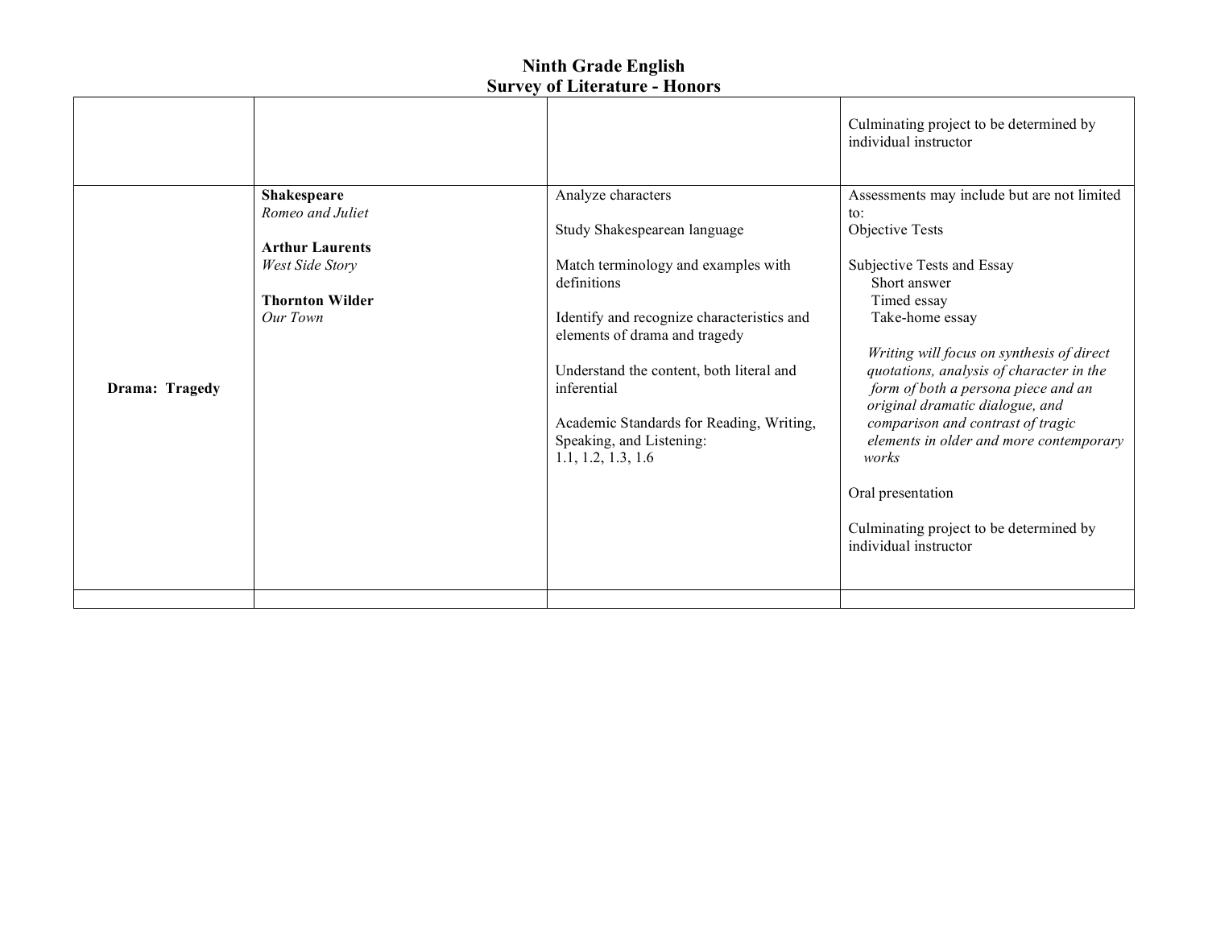# Ninth Grade English
## Survey of Literature - Honors

| | | | |
|---|---|---|---|
| | | | Culminating project to be determined by individual instructor |
| **Drama: Tragedy** | **Shakespeare**<br>*Romeo and Juliet*<br><br>**Arthur Laurents**<br>*West Side Story*<br><br>**Thornton Wilder**<br>*Our Town* | Analyze characters<br><br>Study Shakespearean language<br><br>Match terminology and examples with definitions<br><br>Identify and recognize characteristics and elements of drama and tragedy<br><br>Understand the content, both literal and inferential<br><br>Academic Standards for Reading, Writing, Speaking, and Listening:<br>1.1, 1.2, 1.3, 1.6 | Assessments may include but are not limited to:<br>Objective Tests<br><br>Subjective Tests and Essay<br>Short answer<br>Timed essay<br>Take-home essay<br><br>*Writing will focus on synthesis of direct quotations, analysis of character in the form of both a persona piece and an original dramatic dialogue, and comparison and contrast of tragic elements in older and more contemporary works*<br><br>Oral presentation<br><br>Culminating project to be determined by individual instructor |
| | | | |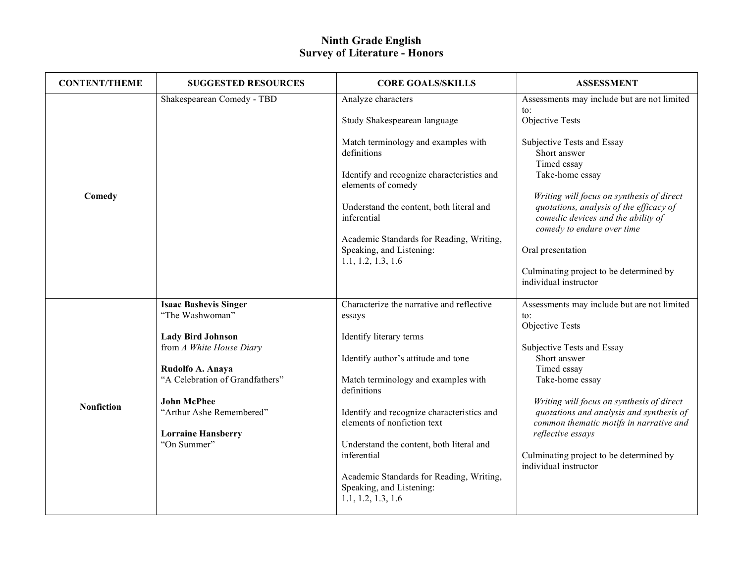# Ninth Grade English
## Survey of Literature - Honors

| CONTENT/THEME | SUGGESTED RESOURCES | CORE GOALS/SKILLS | ASSESSMENT |
|---|---|---|---|
| **Comedy** | Shakespearean Comedy - TBD | Analyze characters<br><br>Study Shakespearean language<br><br>Match terminology and examples with definitions<br><br>Identify and recognize characteristics and elements of comedy<br><br>Understand the content, both literal and inferential<br><br>Academic Standards for Reading, Writing, Speaking, and Listening:<br>1.1, 1.2, 1.3, 1.6 | Assessments may include but are not limited to:<br>Objective Tests<br><br>Subjective Tests and Essay<br>Short answer<br>Timed essay<br>Take-home essay<br><br>*Writing will focus on synthesis of direct quotations, analysis of the efficacy of comedic devices and the ability of comedy to endure over time*<br><br>Oral presentation<br><br>Culminating project to be determined by individual instructor |
| **Nonfiction** | **Isaac Bashevis Singer**<br>"The Washwoman"<br><br>**Lady Bird Johnson**<br>from *A White House Diary*<br><br>**Rudolfo A. Anaya**<br>"A Celebration of Grandfathers"<br><br>**John McPhee**<br>"Arthur Ashe Remembered"<br><br>**Lorraine Hansberry**<br>"On Summer" | Characterize the narrative and reflective essays<br><br>Identify literary terms<br><br>Identify author's attitude and tone<br><br>Match terminology and examples with definitions<br><br>Identify and recognize characteristics and elements of nonfiction text<br><br>Understand the content, both literal and inferential<br><br>Academic Standards for Reading, Writing, Speaking, and Listening:<br>1.1, 1.2, 1.3, 1.6 | Assessments may include but are not limited to:<br>Objective Tests<br><br>Subjective Tests and Essay<br>Short answer<br>Timed essay<br>Take-home essay<br><br>*Writing will focus on synthesis of direct quotations and analysis and synthesis of common thematic motifs in narrative and reflective essays*<br><br>Culminating project to be determined by individual instructor |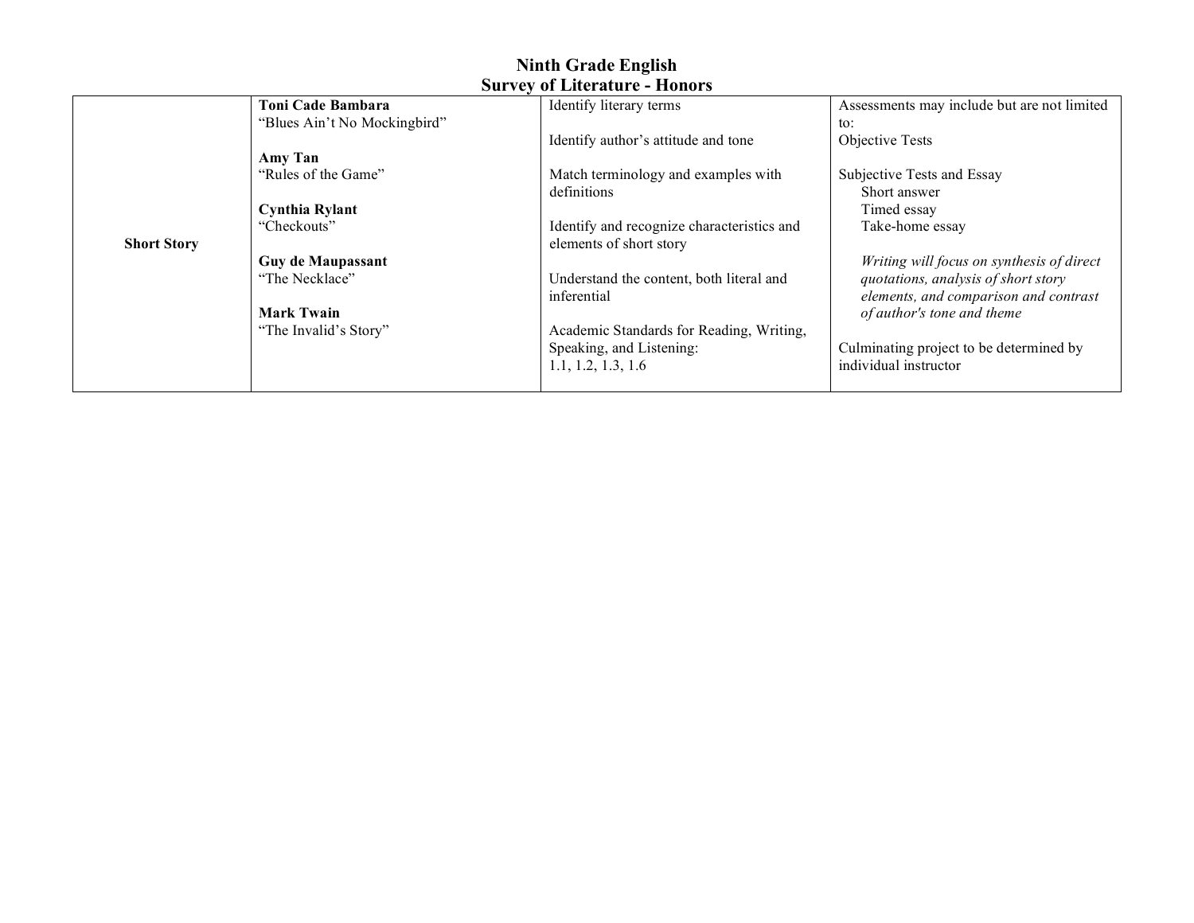# Ninth Grade English
## Survey of Literature - Honors

| | | | |
|---|---|---|---|
| **Short Story** | **Toni Cade Bambara**<br>"Blues Ain't No Mockingbird"<br><br>**Amy Tan**<br>"Rules of the Game"<br><br>**Cynthia Rylant**<br>"Checkouts"<br><br>**Guy de Maupassant**<br>"The Necklace"<br><br>**Mark Twain**<br>"The Invalid's Story" | Identify literary terms<br><br>Identify author's attitude and tone<br><br>Match terminology and examples with definitions<br><br>Identify and recognize characteristics and elements of short story<br><br>Understand the content, both literal and inferential<br><br>Academic Standards for Reading, Writing, Speaking, and Listening:<br>1.1, 1.2, 1.3, 1.6 | Assessments may include but are not limited to:<br>Objective Tests<br><br>Subjective Tests and Essay<br>Short answer<br>Timed essay<br>Take-home essay<br><br>*Writing will focus on synthesis of direct quotations, analysis of short story elements, and comparison and contrast of author's tone and theme*<br><br>Culminating project to be determined by individual instructor |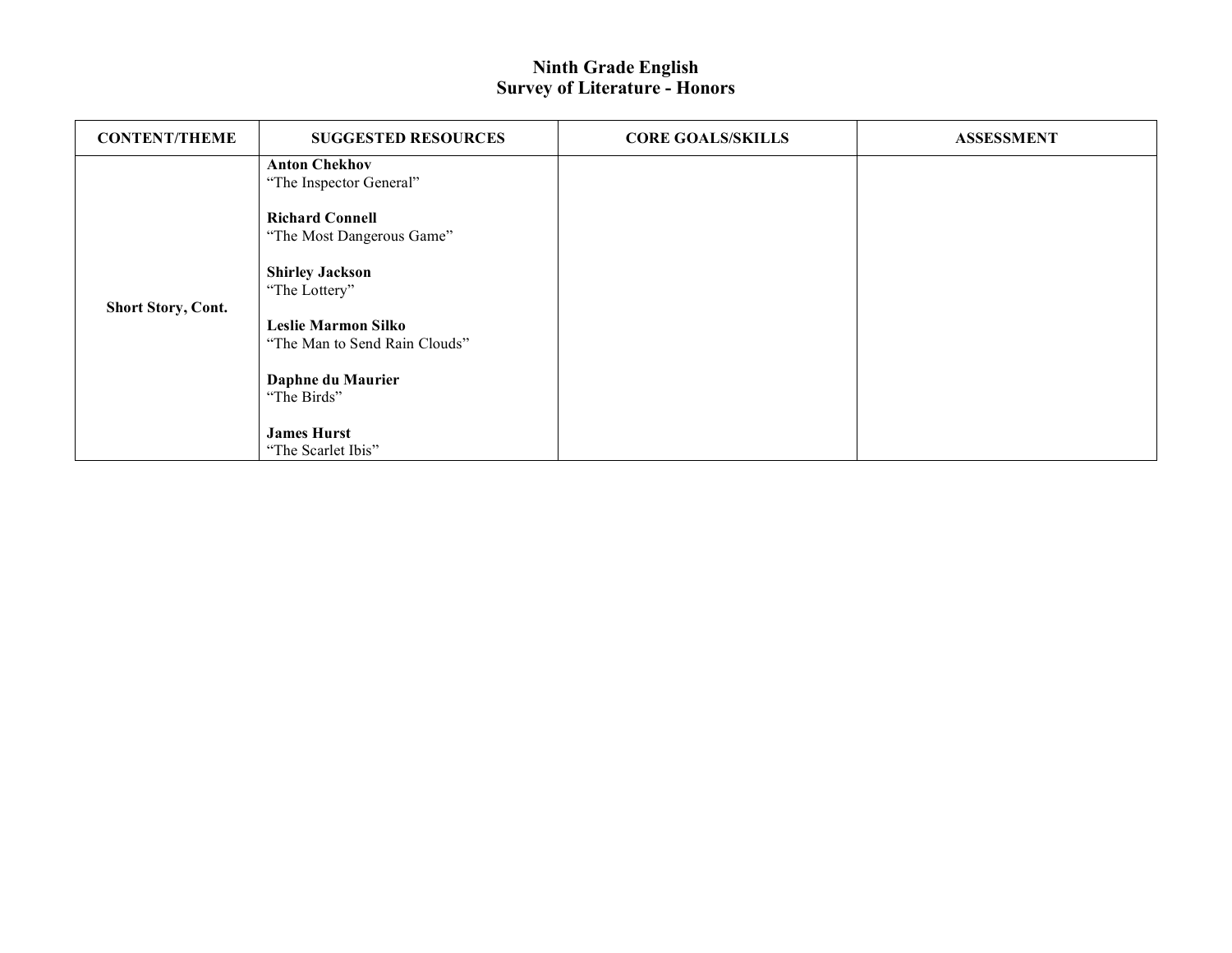# Ninth Grade English
## Survey of Literature - Honors

| CONTENT/THEME | SUGGESTED RESOURCES | CORE GOALS/SKILLS | ASSESSMENT |
|---|---|---|---|
| **Short Story, Cont.** | **Anton Chekhov**<br>"The Inspector General"<br><br>**Richard Connell**<br>"The Most Dangerous Game"<br><br>**Shirley Jackson**<br>"The Lottery"<br><br>**Leslie Marmon Silko**<br>"The Man to Send Rain Clouds"<br><br>**Daphne du Maurier**<br>"The Birds"<br><br>**James Hurst**<br>"The Scarlet Ibis" | | |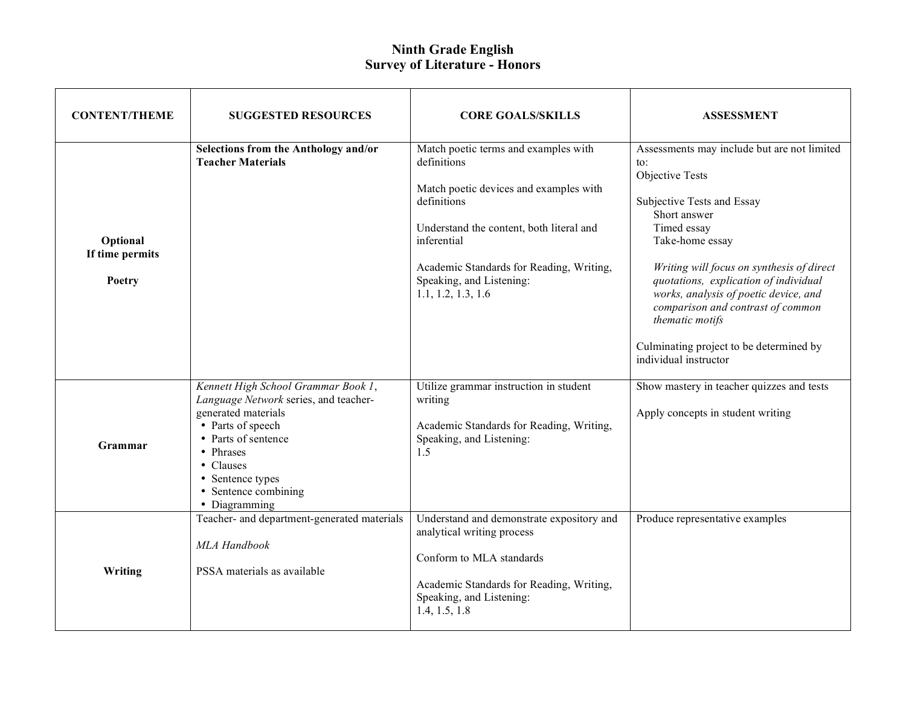# Ninth Grade English
## Survey of Literature - Honors

| CONTENT/THEME | SUGGESTED RESOURCES | CORE GOALS/SKILLS | ASSESSMENT |
|---|---|---|---|
| **Optional If time permits**<br><br>**Poetry** | **Selections from the Anthology and/or Teacher Materials** | Match poetic terms and examples with definitions<br><br>Match poetic devices and examples with definitions<br><br>Understand the content, both literal and inferential<br><br>Academic Standards for Reading, Writing, Speaking, and Listening:<br>1.1, 1.2, 1.3, 1.6 | Assessments may include but are not limited to:<br>Objective Tests<br><br>Subjective Tests and Essay<br>Short answer<br>Timed essay<br>Take-home essay<br><br>*Writing will focus on synthesis of direct quotations, explication of individual works, analysis of poetic device, and comparison and contrast of common thematic motifs*<br><br>Culminating project to be determined by individual instructor |
| **Grammar** | *Kennett High School Grammar Book 1*, *Language Network* series, and teacher-generated materials<br>• Parts of speech<br>• Parts of sentence<br>• Phrases<br>• Clauses<br>• Sentence types<br>• Sentence combining<br>• Diagramming | Utilize grammar instruction in student writing<br><br>Academic Standards for Reading, Writing, Speaking, and Listening:<br>1.5 | Show mastery in teacher quizzes and tests<br><br>Apply concepts in student writing |
| **Writing** | Teacher- and department-generated materials<br><br>*MLA Handbook*<br><br>PSSA materials as available | Understand and demonstrate expository and analytical writing process<br><br>Conform to MLA standards<br><br>Academic Standards for Reading, Writing, Speaking, and Listening:<br>1.4, 1.5, 1.8 | Produce representative examples |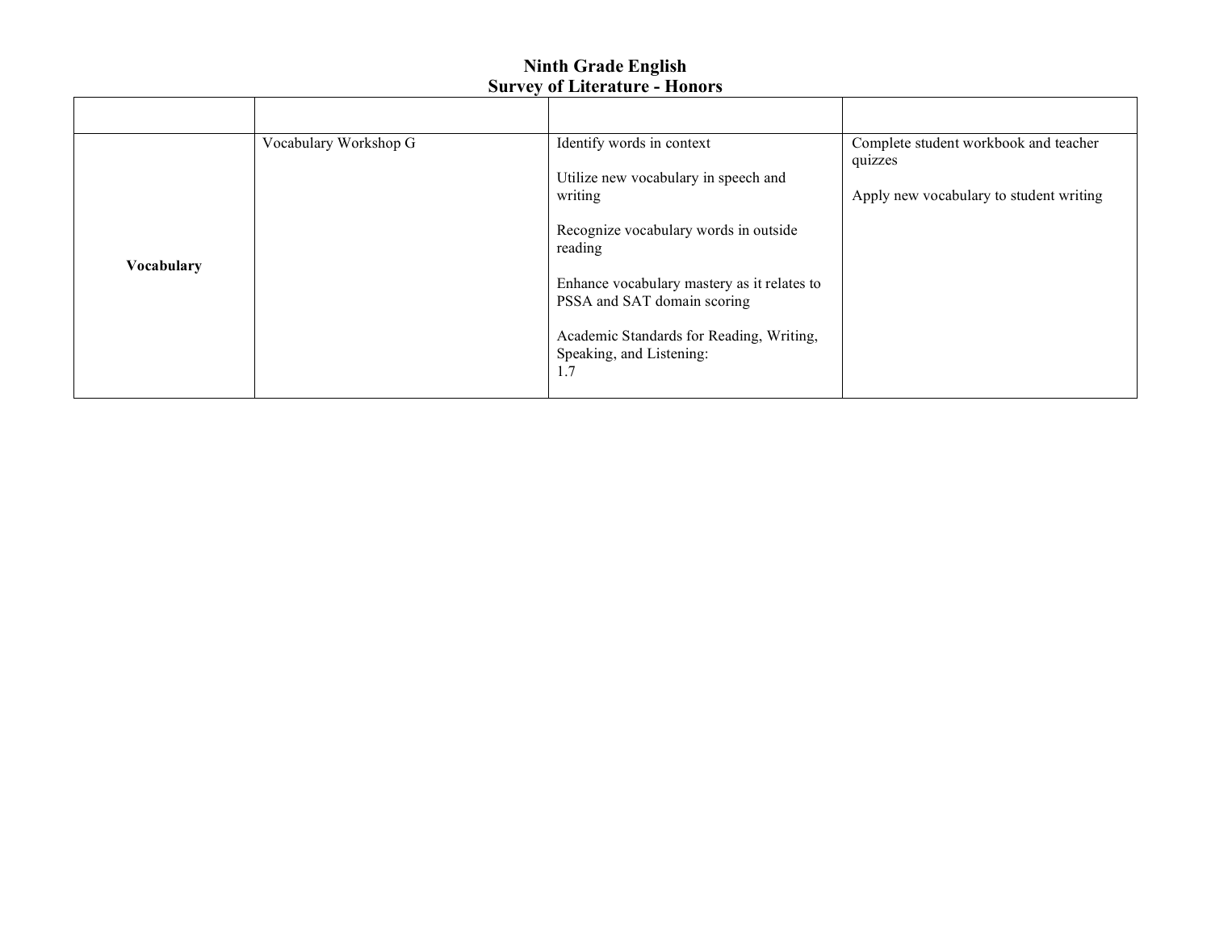# Ninth Grade English
## Survey of Literature - Honors

| | | | |
|---|---|---|---|
| **Vocabulary** | Vocabulary Workshop G | Identify words in context<br><br>Utilize new vocabulary in speech and writing<br><br>Recognize vocabulary words in outside reading<br><br>Enhance vocabulary mastery as it relates to PSSA and SAT domain scoring<br><br>Academic Standards for Reading, Writing, Speaking, and Listening:<br>1.7 | Complete student workbook and teacher quizzes<br><br>Apply new vocabulary to student writing |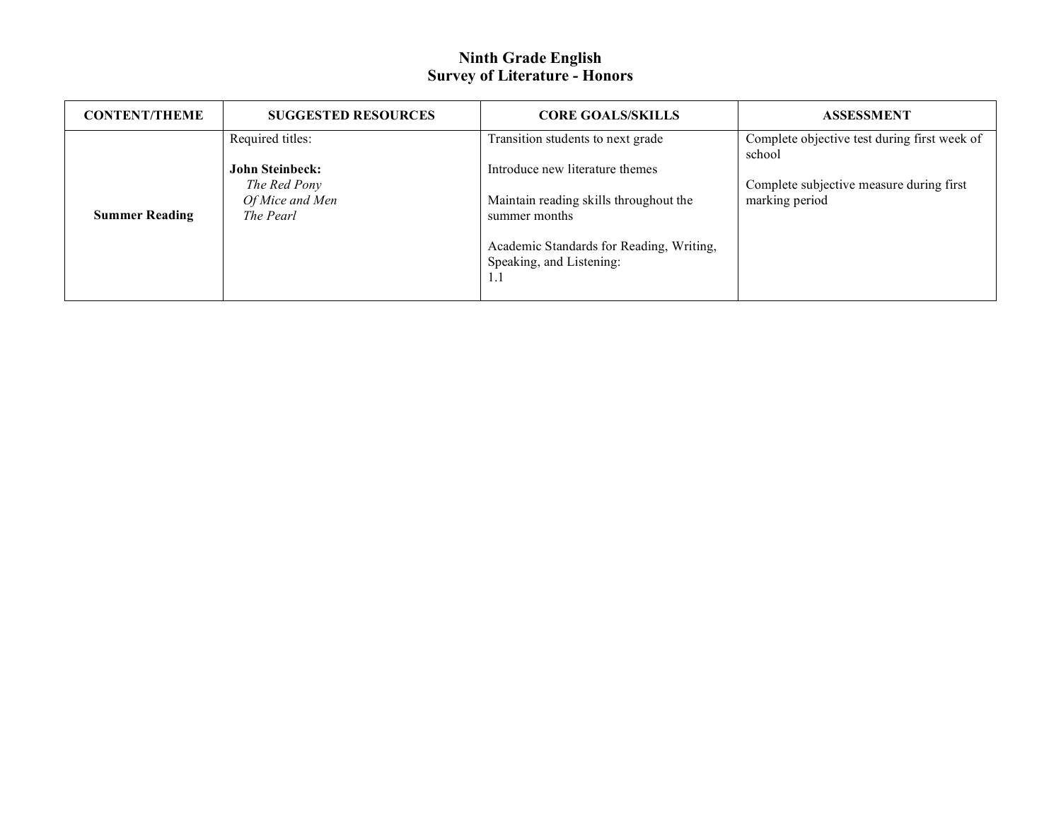# Ninth Grade English
## Survey of Literature - Honors

| CONTENT/THEME | SUGGESTED RESOURCES | CORE GOALS/SKILLS | ASSESSMENT |
|---|---|---|---|
| **Summer Reading** | Required titles:<br><br>**John Steinbeck:**<br>*The Red Pony*<br>*Of Mice and Men*<br>*The Pearl* | Transition students to next grade<br><br>Introduce new literature themes<br><br>Maintain reading skills throughout the summer months<br><br>Academic Standards for Reading, Writing, Speaking, and Listening:<br>1.1 | Complete objective test during first week of school<br><br>Complete subjective measure during first marking period |